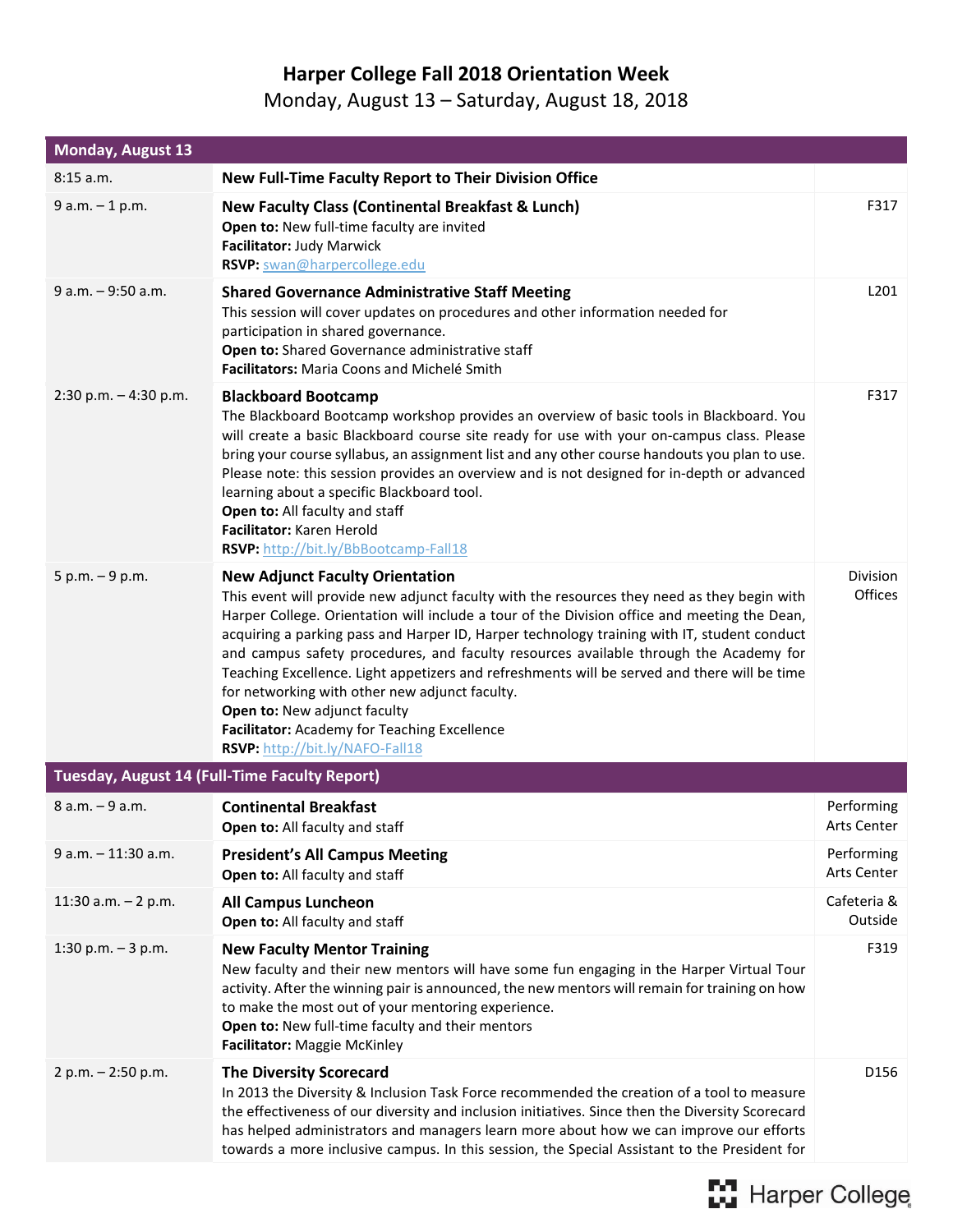# Harper College Fall 2018 Orientation Week

Monday, August 13 – Saturday, August 18, 2018

| Monday, August 13 | | |
|---|---|---|
| 8:15 a.m. | **New Full-Time Faculty Report to Their Division Office** | |
| 9 a.m. – 1 p.m. | **New Faculty Class (Continental Breakfast & Lunch)**<br>**Open to:** New full-time faculty are invited<br>**Facilitator:** Judy Marwick<br>**RSVP:** swan@harpercollege.edu | F317 |
| 9 a.m. – 9:50 a.m. | **Shared Governance Administrative Staff Meeting**<br>This session will cover updates on procedures and other information needed for participation in shared governance.<br>**Open to:** Shared Governance administrative staff<br>**Facilitators:** Maria Coons and Michelé Smith | L201 |
| 2:30 p.m. – 4:30 p.m. | **Blackboard Bootcamp**<br>The Blackboard Bootcamp workshop provides an overview of basic tools in Blackboard. You will create a basic Blackboard course site ready for use with your on-campus class. Please bring your course syllabus, an assignment list and any other course handouts you plan to use. Please note: this session provides an overview and is not designed for in-depth or advanced learning about a specific Blackboard tool.<br>**Open to:** All faculty and staff<br>**Facilitator:** Karen Herold<br>**RSVP:** http://bit.ly/BbBootcamp-Fall18 | F317 |
| 5 p.m. – 9 p.m. | **New Adjunct Faculty Orientation**<br>This event will provide new adjunct faculty with the resources they need as they begin with Harper College. Orientation will include a tour of the Division office and meeting the Dean, acquiring a parking pass and Harper ID, Harper technology training with IT, student conduct and campus safety procedures, and faculty resources available through the Academy for Teaching Excellence. Light appetizers and refreshments will be served and there will be time for networking with other new adjunct faculty.<br>**Open to:** New adjunct faculty<br>**Facilitator:** Academy for Teaching Excellence<br>**RSVP:** http://bit.ly/NAFO-Fall18 | Division Offices |

| Tuesday, August 14 (Full-Time Faculty Report) | | |
|---|---|---|
| 8 a.m. – 9 a.m. | **Continental Breakfast**<br>**Open to:** All faculty and staff | Performing Arts Center |
| 9 a.m. – 11:30 a.m. | **President's All Campus Meeting**<br>**Open to:** All faculty and staff | Performing Arts Center |
| 11:30 a.m. – 2 p.m. | **All Campus Luncheon**<br>**Open to:** All faculty and staff | Cafeteria & Outside |
| 1:30 p.m. – 3 p.m. | **New Faculty Mentor Training**<br>New faculty and their new mentors will have some fun engaging in the Harper Virtual Tour activity. After the winning pair is announced, the new mentors will remain for training on how to make the most out of your mentoring experience.<br>**Open to:** New full-time faculty and their mentors<br>**Facilitator:** Maggie McKinley | F319 |
| 2 p.m. – 2:50 p.m. | **The Diversity Scorecard**<br>In 2013 the Diversity & Inclusion Task Force recommended the creation of a tool to measure the effectiveness of our diversity and inclusion initiatives. Since then the Diversity Scorecard has helped administrators and managers learn more about how we can improve our efforts towards a more inclusive campus. In this session, the Special Assistant to the President for | D156 |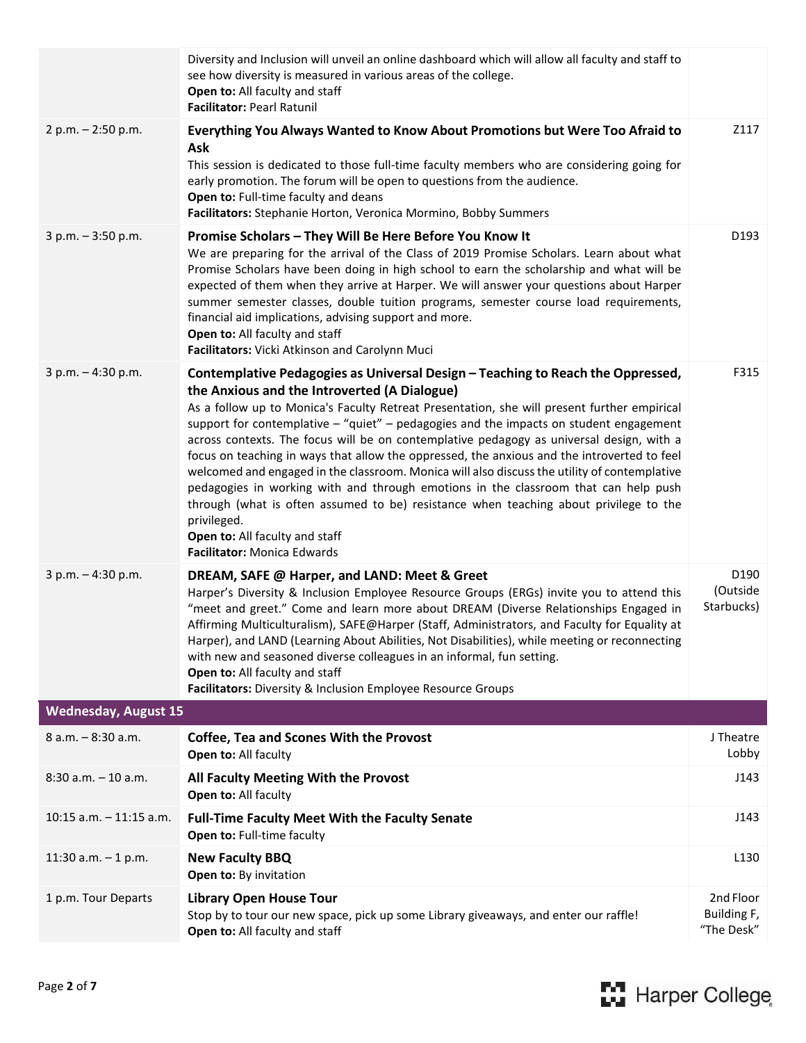| | | |
|---|---|---|
| | Diversity and Inclusion will unveil an online dashboard which will allow all faculty and staff to see how diversity is measured in various areas of the college.<br>**Open to:** All faculty and staff<br>**Facilitator:** Pearl Ratunil | |
| 2 p.m. – 2:50 p.m. | **Everything You Always Wanted to Know About Promotions but Were Too Afraid to Ask**<br>This session is dedicated to those full-time faculty members who are considering going for early promotion. The forum will be open to questions from the audience.<br>**Open to:** Full-time faculty and deans<br>**Facilitators:** Stephanie Horton, Veronica Mormino, Bobby Summers | Z117 |
| 3 p.m. – 3:50 p.m. | **Promise Scholars – They Will Be Here Before You Know It**<br>We are preparing for the arrival of the Class of 2019 Promise Scholars. Learn about what Promise Scholars have been doing in high school to earn the scholarship and what will be expected of them when they arrive at Harper. We will answer your questions about Harper summer semester classes, double tuition programs, semester course load requirements, financial aid implications, advising support and more.<br>**Open to:** All faculty and staff<br>**Facilitators:** Vicki Atkinson and Carolynn Muci | D193 |
| 3 p.m. – 4:30 p.m. | **Contemplative Pedagogies as Universal Design – Teaching to Reach the Oppressed, the Anxious and the Introverted (A Dialogue)**<br>As a follow up to Monica's Faculty Retreat Presentation, she will present further empirical support for contemplative – "quiet" – pedagogies and the impacts on student engagement across contexts. The focus will be on contemplative pedagogy as universal design, with a focus on teaching in ways that allow the oppressed, the anxious and the introverted to feel welcomed and engaged in the classroom. Monica will also discuss the utility of contemplative pedagogies in working with and through emotions in the classroom that can help push through (what is often assumed to be) resistance when teaching about privilege to the privileged.<br>**Open to:** All faculty and staff<br>**Facilitator:** Monica Edwards | F315 |
| 3 p.m. – 4:30 p.m. | **DREAM, SAFE @ Harper, and LAND: Meet & Greet**<br>Harper's Diversity & Inclusion Employee Resource Groups (ERGs) invite you to attend this "meet and greet." Come and learn more about DREAM (Diverse Relationships Engaged in Affirming Multiculturalism), SAFE@Harper (Staff, Administrators, and Faculty for Equality at Harper), and LAND (Learning About Abilities, Not Disabilities), while meeting or reconnecting with new and seasoned diverse colleagues in an informal, fun setting.<br>**Open to:** All faculty and staff<br>**Facilitators:** Diversity & Inclusion Employee Resource Groups | D190 (Outside Starbucks) |
| **Wednesday, August 15** | | |
| 8 a.m. – 8:30 a.m. | **Coffee, Tea and Scones With the Provost**<br>**Open to:** All faculty | J Theatre Lobby |
| 8:30 a.m. – 10 a.m. | **All Faculty Meeting With the Provost**<br>**Open to:** All faculty | J143 |
| 10:15 a.m. – 11:15 a.m. | **Full-Time Faculty Meet With the Faculty Senate**<br>**Open to:** Full-time faculty | J143 |
| 11:30 a.m. – 1 p.m. | **New Faculty BBQ**<br>**Open to:** By invitation | L130 |
| 1 p.m. Tour Departs | **Library Open House Tour**<br>Stop by to tour our new space, pick up some Library giveaways, and enter our raffle!<br>**Open to:** All faculty and staff | 2nd Floor Building F, "The Desk" |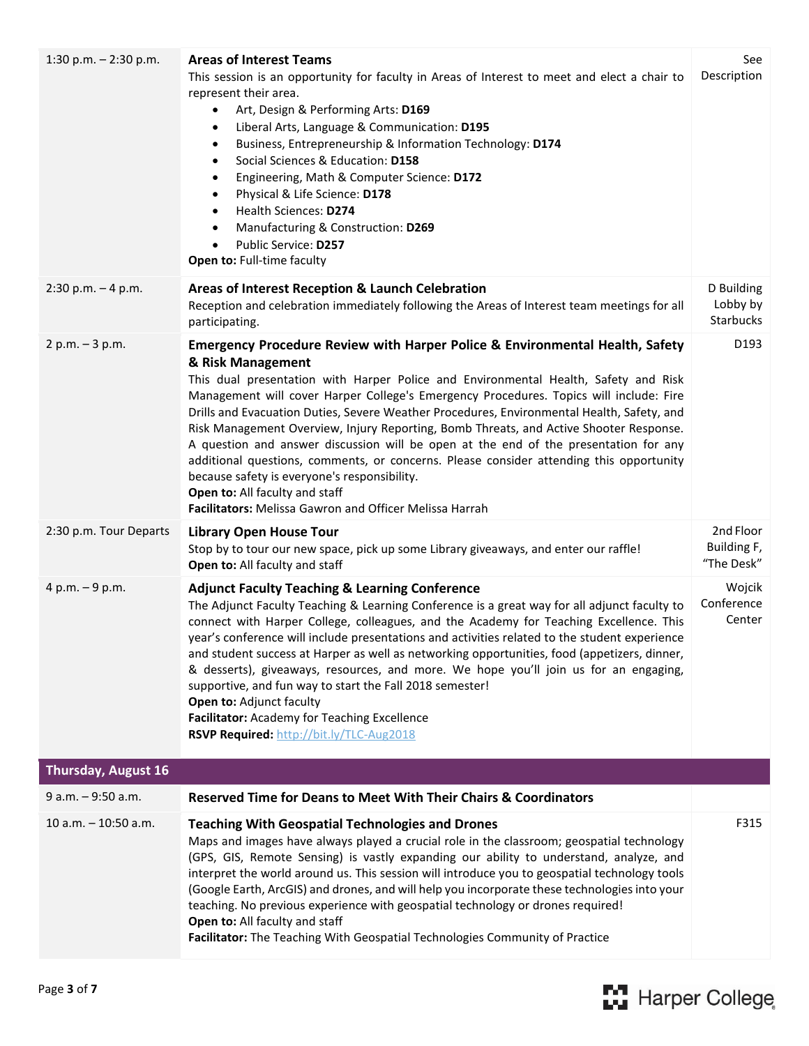| | | |
|---|---|---|
| 1:30 p.m. – 2:30 p.m. | **Areas of Interest Teams**<br>This session is an opportunity for faculty in Areas of Interest to meet and elect a chair to represent their area.<br>• Art, Design & Performing Arts: **D169**<br>• Liberal Arts, Language & Communication: **D195**<br>• Business, Entrepreneurship & Information Technology: **D174**<br>• Social Sciences & Education: **D158**<br>• Engineering, Math & Computer Science: **D172**<br>• Physical & Life Science: **D178**<br>• Health Sciences: **D274**<br>• Manufacturing & Construction: **D269**<br>• Public Service: **D257**<br>**Open to:** Full-time faculty | See Description |
| 2:30 p.m. – 4 p.m. | **Areas of Interest Reception & Launch Celebration**<br>Reception and celebration immediately following the Areas of Interest team meetings for all participating. | D Building Lobby by Starbucks |
| 2 p.m. – 3 p.m. | **Emergency Procedure Review with Harper Police & Environmental Health, Safety & Risk Management**<br>This dual presentation with Harper Police and Environmental Health, Safety and Risk Management will cover Harper College's Emergency Procedures. Topics will include: Fire Drills and Evacuation Duties, Severe Weather Procedures, Environmental Health, Safety, and Risk Management Overview, Injury Reporting, Bomb Threats, and Active Shooter Response. A question and answer discussion will be open at the end of the presentation for any additional questions, comments, or concerns. Please consider attending this opportunity because safety is everyone's responsibility.<br>**Open to:** All faculty and staff<br>**Facilitators:** Melissa Gawron and Officer Melissa Harrah | D193 |
| 2:30 p.m. Tour Departs | **Library Open House Tour**<br>Stop by to tour our new space, pick up some Library giveaways, and enter our raffle!<br>**Open to:** All faculty and staff | 2nd Floor Building F, "The Desk" |
| 4 p.m. – 9 p.m. | **Adjunct Faculty Teaching & Learning Conference**<br>The Adjunct Faculty Teaching & Learning Conference is a great way for all adjunct faculty to connect with Harper College, colleagues, and the Academy for Teaching Excellence. This year's conference will include presentations and activities related to the student experience and student success at Harper as well as networking opportunities, food (appetizers, dinner, & desserts), giveaways, resources, and more. We hope you'll join us for an engaging, supportive, and fun way to start the Fall 2018 semester!<br>**Open to:** Adjunct faculty<br>**Facilitator:** Academy for Teaching Excellence<br>**RSVP Required:** http://bit.ly/TLC-Aug2018 | Wojcik Conference Center |
| **Thursday, August 16** | | |
| 9 a.m. – 9:50 a.m. | **Reserved Time for Deans to Meet With Their Chairs & Coordinators** | |
| 10 a.m. – 10:50 a.m. | **Teaching With Geospatial Technologies and Drones**<br>Maps and images have always played a crucial role in the classroom; geospatial technology (GPS, GIS, Remote Sensing) is vastly expanding our ability to understand, analyze, and interpret the world around us. This session will introduce you to geospatial technology tools (Google Earth, ArcGIS) and drones, and will help you incorporate these technologies into your teaching. No previous experience with geospatial technology or drones required!<br>**Open to:** All faculty and staff<br>**Facilitator:** The Teaching With Geospatial Technologies Community of Practice | F315 |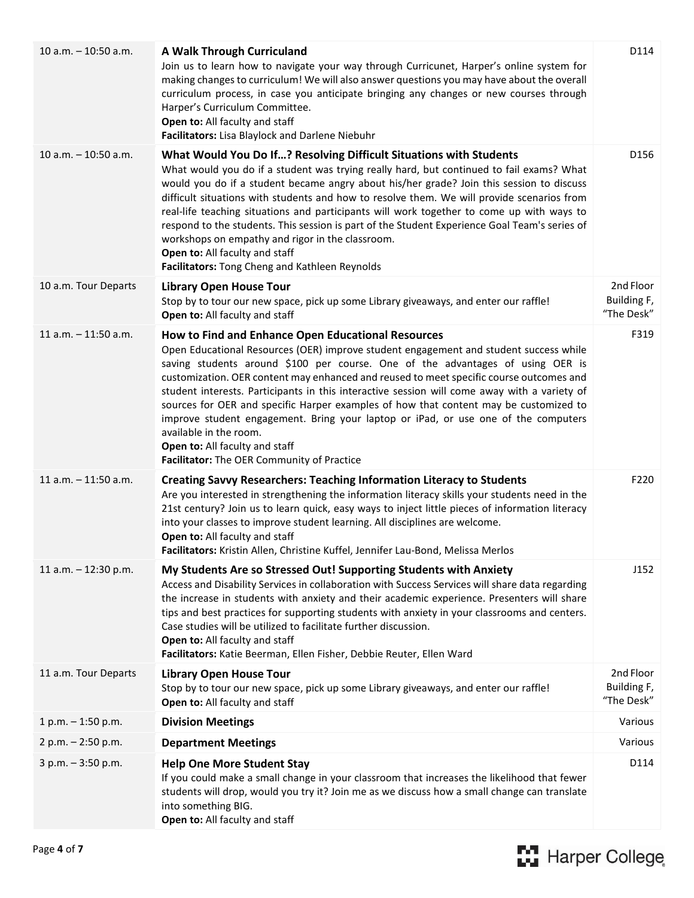| Time | Session | Location |
| --- | --- | --- |
| 10 a.m. – 10:50 a.m. | **A Walk Through Curriculand**<br>Join us to learn how to navigate your way through Curricunet, Harper's online system for making changes to curriculum! We will also answer questions you may have about the overall curriculum process, in case you anticipate bringing any changes or new courses through Harper's Curriculum Committee.<br>**Open to:** All faculty and staff<br>**Facilitators:** Lisa Blaylock and Darlene Niebuhr | D114 |
| 10 a.m. – 10:50 a.m. | **What Would You Do If…? Resolving Difficult Situations with Students**<br>What would you do if a student was trying really hard, but continued to fail exams? What would you do if a student became angry about his/her grade? Join this session to discuss difficult situations with students and how to resolve them. We will provide scenarios from real-life teaching situations and participants will work together to come up with ways to respond to the students. This session is part of the Student Experience Goal Team's series of workshops on empathy and rigor in the classroom.<br>**Open to:** All faculty and staff<br>**Facilitators:** Tong Cheng and Kathleen Reynolds | D156 |
| 10 a.m. Tour Departs | **Library Open House Tour**<br>Stop by to tour our new space, pick up some Library giveaways, and enter our raffle!<br>**Open to:** All faculty and staff | 2nd Floor Building F, "The Desk" |
| 11 a.m. – 11:50 a.m. | **How to Find and Enhance Open Educational Resources**<br>Open Educational Resources (OER) improve student engagement and student success while saving students around $100 per course. One of the advantages of using OER is customization. OER content may enhanced and reused to meet specific course outcomes and student interests. Participants in this interactive session will come away with a variety of sources for OER and specific Harper examples of how that content may be customized to improve student engagement. Bring your laptop or iPad, or use one of the computers available in the room.<br>**Open to:** All faculty and staff<br>**Facilitator:** The OER Community of Practice | F319 |
| 11 a.m. – 11:50 a.m. | **Creating Savvy Researchers: Teaching Information Literacy to Students**<br>Are you interested in strengthening the information literacy skills your students need in the 21st century? Join us to learn quick, easy ways to inject little pieces of information literacy into your classes to improve student learning. All disciplines are welcome.<br>**Open to:** All faculty and staff<br>**Facilitators:** Kristin Allen, Christine Kuffel, Jennifer Lau-Bond, Melissa Merlos | F220 |
| 11 a.m. – 12:30 p.m. | **My Students Are so Stressed Out! Supporting Students with Anxiety**<br>Access and Disability Services in collaboration with Success Services will share data regarding the increase in students with anxiety and their academic experience. Presenters will share tips and best practices for supporting students with anxiety in your classrooms and centers. Case studies will be utilized to facilitate further discussion.<br>**Open to:** All faculty and staff<br>**Facilitators:** Katie Beerman, Ellen Fisher, Debbie Reuter, Ellen Ward | J152 |
| 11 a.m. Tour Departs | **Library Open House Tour**<br>Stop by to tour our new space, pick up some Library giveaways, and enter our raffle!<br>**Open to:** All faculty and staff | 2nd Floor Building F, "The Desk" |
| 1 p.m. – 1:50 p.m. | **Division Meetings** | Various |
| 2 p.m. – 2:50 p.m. | **Department Meetings** | Various |
| 3 p.m. – 3:50 p.m. | **Help One More Student Stay**<br>If you could make a small change in your classroom that increases the likelihood that fewer students will drop, would you try it? Join me as we discuss how a small change can translate into something BIG.<br>**Open to:** All faculty and staff | D114 |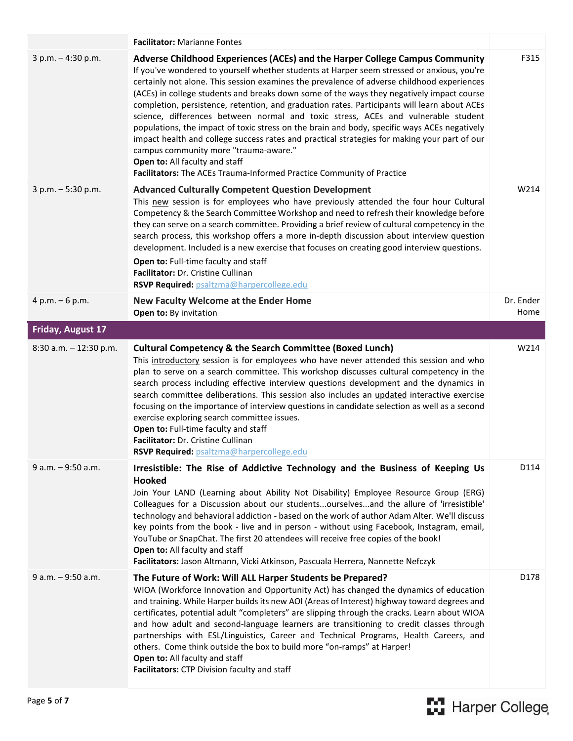| | | |
|---|---|---|
| | **Facilitator:** Marianne Fontes | |
| 3 p.m. – 4:30 p.m. | **Adverse Childhood Experiences (ACEs) and the Harper College Campus Community**<br>If you've wondered to yourself whether students at Harper seem stressed or anxious, you're certainly not alone. This session examines the prevalence of adverse childhood experiences (ACEs) in college students and breaks down some of the ways they negatively impact course completion, persistence, retention, and graduation rates. Participants will learn about ACEs science, differences between normal and toxic stress, ACEs and vulnerable student populations, the impact of toxic stress on the brain and body, specific ways ACEs negatively impact health and college success rates and practical strategies for making your part of our campus community more "trauma-aware."<br>**Open to:** All faculty and staff<br>**Facilitators:** The ACEs Trauma-Informed Practice Community of Practice | F315 |
| 3 p.m. – 5:30 p.m. | **Advanced Culturally Competent Question Development**<br>This new session is for employees who have previously attended the four hour Cultural Competency & the Search Committee Workshop and need to refresh their knowledge before they can serve on a search committee. Providing a brief review of cultural competency in the search process, this workshop offers a more in-depth discussion about interview question development. Included is a new exercise that focuses on creating good interview questions.<br>**Open to:** Full-time faculty and staff<br>**Facilitator:** Dr. Cristine Cullinan<br>**RSVP Required:** psaltzma@harpercollege.edu | W214 |
| 4 p.m. – 6 p.m. | **New Faculty Welcome at the Ender Home**<br>**Open to:** By invitation | Dr. Ender Home |
| **Friday, August 17** | | |
| 8:30 a.m. – 12:30 p.m. | **Cultural Competency & the Search Committee (Boxed Lunch)**<br>This introductory session is for employees who have never attended this session and who plan to serve on a search committee. This workshop discusses cultural competency in the search process including effective interview questions development and the dynamics in search committee deliberations. This session also includes an updated interactive exercise focusing on the importance of interview questions in candidate selection as well as a second exercise exploring search committee issues.<br>**Open to:** Full-time faculty and staff<br>**Facilitator:** Dr. Cristine Cullinan<br>**RSVP Required:** psaltzma@harpercollege.edu | W214 |
| 9 a.m. – 9:50 a.m. | **Irresistible: The Rise of Addictive Technology and the Business of Keeping Us Hooked**<br>Join Your LAND (Learning about Ability Not Disability) Employee Resource Group (ERG) Colleagues for a Discussion about our students...ourselves...and the allure of 'irresistible' technology and behavioral addiction - based on the work of author Adam Alter. We'll discuss key points from the book - live and in person - without using Facebook, Instagram, email, YouTube or SnapChat. The first 20 attendees will receive free copies of the book!<br>**Open to:** All faculty and staff<br>**Facilitators:** Jason Altmann, Vicki Atkinson, Pascuala Herrera, Nannette Nefczyk | D114 |
| 9 a.m. – 9:50 a.m. | **The Future of Work: Will ALL Harper Students be Prepared?**<br>WIOA (Workforce Innovation and Opportunity Act) has changed the dynamics of education and training. While Harper builds its new AOI (Areas of Interest) highway toward degrees and certificates, potential adult "completers" are slipping through the cracks. Learn about WIOA and how adult and second-language learners are transitioning to credit classes through partnerships with ESL/Linguistics, Career and Technical Programs, Health Careers, and others. Come think outside the box to build more "on-ramps" at Harper!<br>**Open to:** All faculty and staff<br>**Facilitators:** CTP Division faculty and staff | D178 |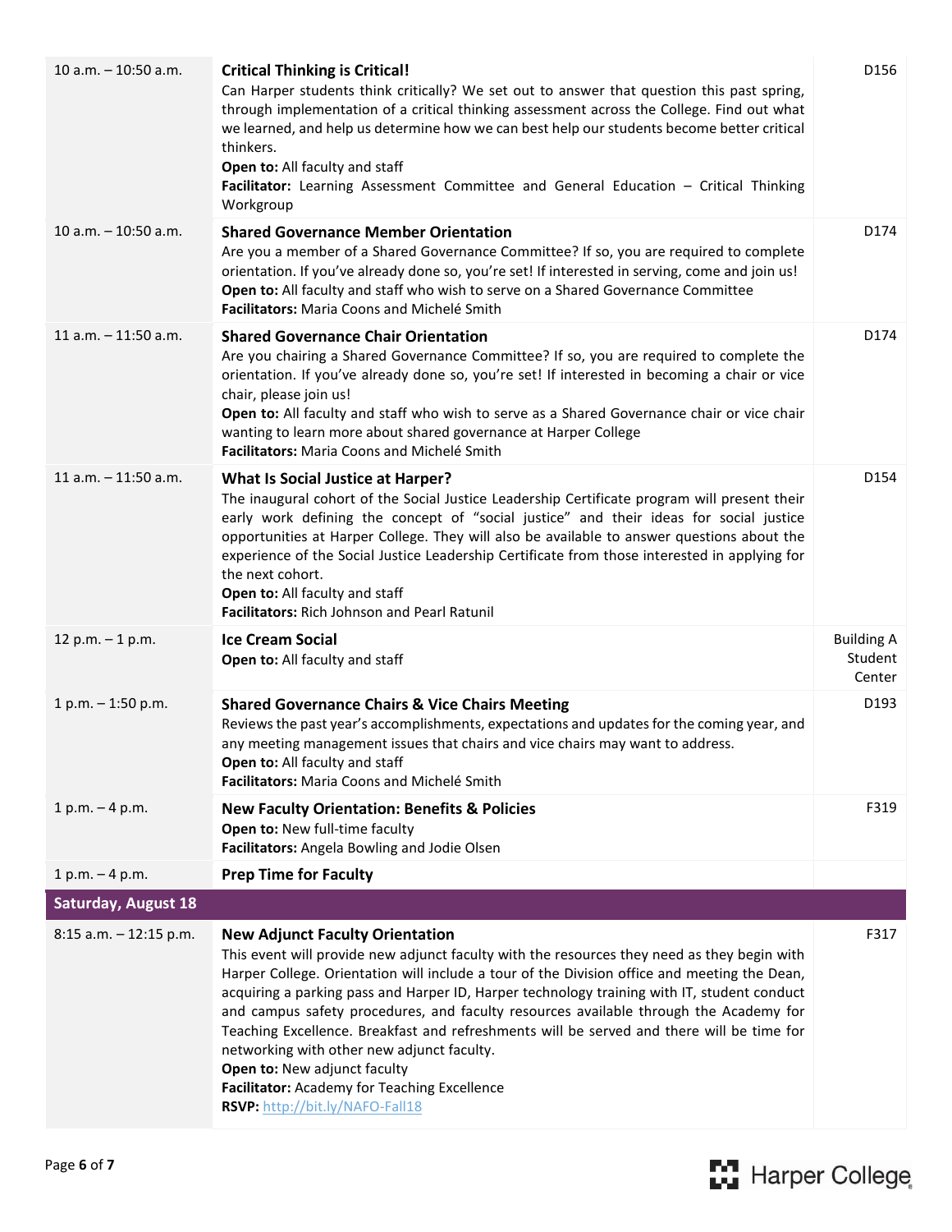| Time | Session | Location |
|---|---|---|
| 10 a.m. – 10:50 a.m. | **Critical Thinking is Critical!** Can Harper students think critically? We set out to answer that question this past spring, through implementation of a critical thinking assessment across the College. Find out what we learned, and help us determine how we can best help our students become better critical thinkers. **Open to:** All faculty and staff **Facilitator:** Learning Assessment Committee and General Education – Critical Thinking Workgroup | D156 |
| 10 a.m. – 10:50 a.m. | **Shared Governance Member Orientation** Are you a member of a Shared Governance Committee? If so, you are required to complete orientation. If you've already done so, you're set! If interested in serving, come and join us! **Open to:** All faculty and staff who wish to serve on a Shared Governance Committee **Facilitators:** Maria Coons and Michelé Smith | D174 |
| 11 a.m. – 11:50 a.m. | **Shared Governance Chair Orientation** Are you chairing a Shared Governance Committee? If so, you are required to complete the orientation. If you've already done so, you're set! If interested in becoming a chair or vice chair, please join us! **Open to:** All faculty and staff who wish to serve as a Shared Governance chair or vice chair wanting to learn more about shared governance at Harper College **Facilitators:** Maria Coons and Michelé Smith | D174 |
| 11 a.m. – 11:50 a.m. | **What Is Social Justice at Harper?** The inaugural cohort of the Social Justice Leadership Certificate program will present their early work defining the concept of "social justice" and their ideas for social justice opportunities at Harper College. They will also be available to answer questions about the experience of the Social Justice Leadership Certificate from those interested in applying for the next cohort. **Open to:** All faculty and staff **Facilitators:** Rich Johnson and Pearl Ratunil | D154 |
| 12 p.m. – 1 p.m. | **Ice Cream Social** **Open to:** All faculty and staff | Building A Student Center |
| 1 p.m. – 1:50 p.m. | **Shared Governance Chairs & Vice Chairs Meeting** Reviews the past year's accomplishments, expectations and updates for the coming year, and any meeting management issues that chairs and vice chairs may want to address. **Open to:** All faculty and staff **Facilitators:** Maria Coons and Michelé Smith | D193 |
| 1 p.m. – 4 p.m. | **New Faculty Orientation: Benefits & Policies** **Open to:** New full-time faculty **Facilitators:** Angela Bowling and Jodie Olsen | F319 |
| 1 p.m. – 4 p.m. | **Prep Time for Faculty** | |
| **Saturday, August 18** | | |
| 8:15 a.m. – 12:15 p.m. | **New Adjunct Faculty Orientation** This event will provide new adjunct faculty with the resources they need as they begin with Harper College. Orientation will include a tour of the Division office and meeting the Dean, acquiring a parking pass and Harper ID, Harper technology training with IT, student conduct and campus safety procedures, and faculty resources available through the Academy for Teaching Excellence. Breakfast and refreshments will be served and there will be time for networking with other new adjunct faculty. **Open to:** New adjunct faculty **Facilitator:** Academy for Teaching Excellence **RSVP:** http://bit.ly/NAFO-Fall18 | F317 |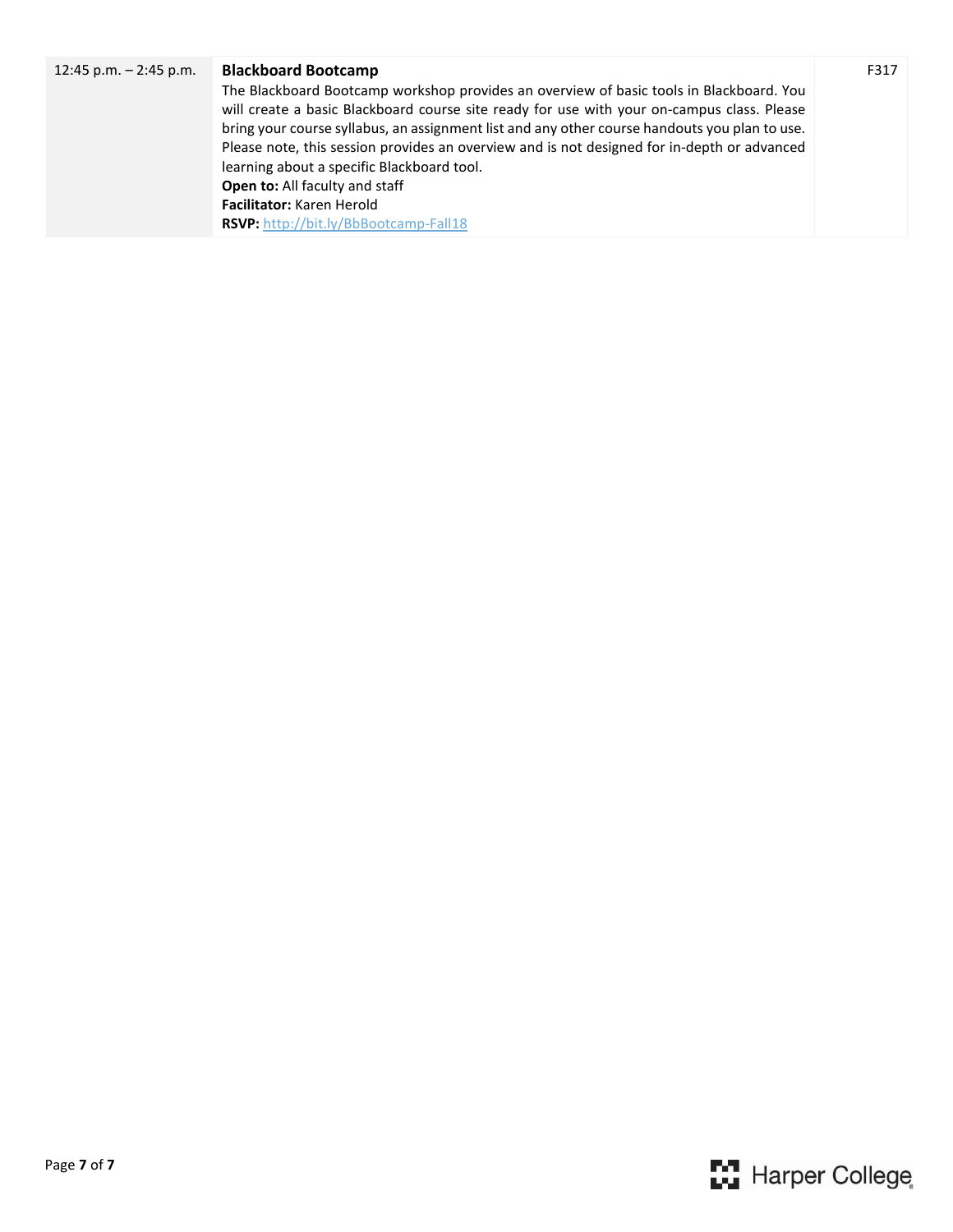| | | |
|---|---|---|
| 12:45 p.m. – 2:45 p.m. | **Blackboard Bootcamp**<br>The Blackboard Bootcamp workshop provides an overview of basic tools in Blackboard. You will create a basic Blackboard course site ready for use with your on-campus class. Please bring your course syllabus, an assignment list and any other course handouts you plan to use. Please note, this session provides an overview and is not designed for in-depth or advanced learning about a specific Blackboard tool.<br>**Open to:** All faculty and staff<br>**Facilitator:** Karen Herold<br>**RSVP:** http://bit.ly/BbBootcamp-Fall18 | F317 |